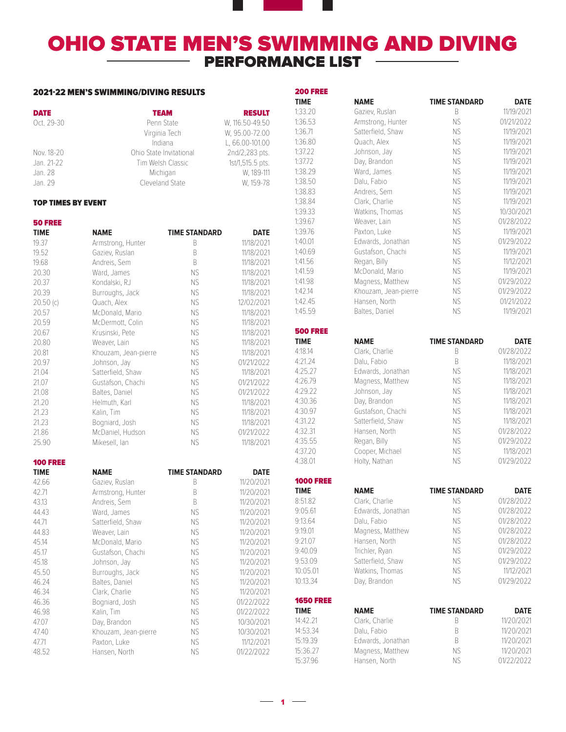# OHIO STATE MEN'S SWIMMING AND DIVING
## PERFORMANCE LIST

### 2021-22 MEN'S SWIMMING/DIVING RESULTS

| DATE | TEAM | RESULT |
|---|---|---|
| Oct. 29-30 | Penn State | W, 116.50-49.50 |
| | Virginia Tech | W, 95.00-72.00 |
| | Indiana | L, 66.00-101.00 |
| Nov. 18-20 | Ohio State Invitational | 2nd/2,283 pts. |
| Jan. 21-22 | Tim Welsh Classic | 1st/1,515.5 pts. |
| Jan. 28 | Michigan | W, 189-111 |
| Jan. 29 | Cleveland State | W, 159-78 |

### TOP TIMES BY EVENT

#### 50 FREE

| TIME | NAME | TIME STANDARD | DATE |
|---|---|---|---|
| 19.37 | Armstrong, Hunter | B | 11/18/2021 |
| 19.52 | Gaziev, Ruslan | B | 11/18/2021 |
| 19.68 | Andreis, Sem | B | 11/18/2021 |
| 20.30 | Ward, James | NS | 11/18/2021 |
| 20.37 | Kondalski, RJ | NS | 11/18/2021 |
| 20.39 | Burroughs, Jack | NS | 11/18/2021 |
| 20.50 (c) | Quach, Alex | NS | 12/02/2021 |
| 20.57 | McDonald, Mario | NS | 11/18/2021 |
| 20.59 | McDermott, Colin | NS | 11/18/2021 |
| 20.67 | Krusinski, Pete | NS | 11/18/2021 |
| 20.80 | Weaver, Lain | NS | 11/18/2021 |
| 20.81 | Khouzam, Jean-pierre | NS | 11/18/2021 |
| 20.97 | Johnson, Jay | NS | 01/21/2022 |
| 21.04 | Satterfield, Shaw | NS | 11/18/2021 |
| 21.07 | Gustafson, Chachi | NS | 01/21/2022 |
| 21.08 | Baltes, Daniel | NS | 01/21/2022 |
| 21.20 | Helmuth, Karl | NS | 11/18/2021 |
| 21.23 | Kalin, Tim | NS | 11/18/2021 |
| 21.23 | Bogniard, Josh | NS | 11/18/2021 |
| 21.86 | McDaniel, Hudson | NS | 01/21/2022 |
| 25.90 | Mikesell, Ian | NS | 11/18/2021 |

#### 100 FREE

| TIME | NAME | TIME STANDARD | DATE |
|---|---|---|---|
| 42.66 | Gaziev, Ruslan | B | 11/20/2021 |
| 42.71 | Armstrong, Hunter | B | 11/20/2021 |
| 43.13 | Andreis, Sem | B | 11/20/2021 |
| 44.43 | Ward, James | NS | 11/20/2021 |
| 44.71 | Satterfield, Shaw | NS | 11/20/2021 |
| 44.83 | Weaver, Lain | NS | 11/20/2021 |
| 45.14 | McDonald, Mario | NS | 11/20/2021 |
| 45.17 | Gustafson, Chachi | NS | 11/20/2021 |
| 45.18 | Johnson, Jay | NS | 11/20/2021 |
| 45.50 | Burroughs, Jack | NS | 11/20/2021 |
| 46.24 | Baltes, Daniel | NS | 11/20/2021 |
| 46.34 | Clark, Charlie | NS | 11/20/2021 |
| 46.36 | Bogniard, Josh | NS | 01/22/2022 |
| 46.98 | Kalin, Tim | NS | 01/22/2022 |
| 47.07 | Day, Brandon | NS | 10/30/2021 |
| 47.40 | Khouzam, Jean-pierre | NS | 10/30/2021 |
| 47.71 | Paxton, Luke | NS | 11/12/2021 |
| 48.52 | Hansen, North | NS | 01/22/2022 |

#### 200 FREE

| TIME | NAME | TIME STANDARD | DATE |
|---|---|---|---|
| 1:33.20 | Gaziev, Ruslan | B | 11/19/2021 |
| 1:36.53 | Armstrong, Hunter | NS | 01/21/2022 |
| 1:36.71 | Satterfield, Shaw | NS | 11/19/2021 |
| 1:36.80 | Quach, Alex | NS | 11/19/2021 |
| 1:37.22 | Johnson, Jay | NS | 11/19/2021 |
| 1:37.72 | Day, Brandon | NS | 11/19/2021 |
| 1:38.29 | Ward, James | NS | 11/19/2021 |
| 1:38.50 | Dalu, Fabio | NS | 11/19/2021 |
| 1:38.83 | Andreis, Sem | NS | 11/19/2021 |
| 1:38.84 | Clark, Charlie | NS | 11/19/2021 |
| 1:39.33 | Watkins, Thomas | NS | 10/30/2021 |
| 1:39.67 | Weaver, Lain | NS | 01/28/2022 |
| 1:39.76 | Paxton, Luke | NS | 11/19/2021 |
| 1:40.01 | Edwards, Jonathan | NS | 01/29/2022 |
| 1:40.69 | Gustafson, Chachi | NS | 11/19/2021 |
| 1:41.56 | Regan, Billy | NS | 11/12/2021 |
| 1:41.59 | McDonald, Mario | NS | 11/19/2021 |
| 1:41.98 | Magness, Matthew | NS | 01/29/2022 |
| 1:42.14 | Khouzam, Jean-pierre | NS | 01/29/2022 |
| 1:42.45 | Hansen, North | NS | 01/21/2022 |
| 1:45.59 | Baltes, Daniel | NS | 11/19/2021 |

#### 500 FREE

| TIME | NAME | TIME STANDARD | DATE |
|---|---|---|---|
| 4:18.14 | Clark, Charlie | B | 01/28/2022 |
| 4:21.24 | Dalu, Fabio | B | 11/18/2021 |
| 4:25.27 | Edwards, Jonathan | NS | 11/18/2021 |
| 4:26.79 | Magness, Matthew | NS | 11/18/2021 |
| 4:29.22 | Johnson, Jay | NS | 11/18/2021 |
| 4:30.36 | Day, Brandon | NS | 11/18/2021 |
| 4:30.97 | Gustafson, Chachi | NS | 11/18/2021 |
| 4:31.22 | Satterfield, Shaw | NS | 11/18/2021 |
| 4:32.31 | Hansen, North | NS | 01/28/2022 |
| 4:35.55 | Regan, Billy | NS | 01/29/2022 |
| 4:37.20 | Cooper, Michael | NS | 11/18/2021 |
| 4:38.01 | Holty, Nathan | NS | 01/29/2022 |

#### 1000 FREE

| TIME | NAME | TIME STANDARD | DATE |
|---|---|---|---|
| 8:51.82 | Clark, Charlie | NS | 01/28/2022 |
| 9:05.61 | Edwards, Jonathan | NS | 01/28/2022 |
| 9:13.64 | Dalu, Fabio | NS | 01/28/2022 |
| 9:19.01 | Magness, Matthew | NS | 01/28/2022 |
| 9:21.07 | Hansen, North | NS | 01/28/2022 |
| 9:40.09 | Trichler, Ryan | NS | 01/29/2022 |
| 9:53.09 | Satterfield, Shaw | NS | 01/29/2022 |
| 10:05.01 | Watkins, Thomas | NS | 11/12/2021 |
| 10:13.34 | Day, Brandon | NS | 01/29/2022 |

#### 1650 FREE

| TIME | NAME | TIME STANDARD | DATE |
|---|---|---|---|
| 14:42.21 | Clark, Charlie | B | 11/20/2021 |
| 14:53.34 | Dalu, Fabio | B | 11/20/2021 |
| 15:19.39 | Edwards, Jonathan | B | 11/20/2021 |
| 15:36.27 | Magness, Matthew | NS | 11/20/2021 |
| 15:37.96 | Hansen, North | NS | 01/22/2022 |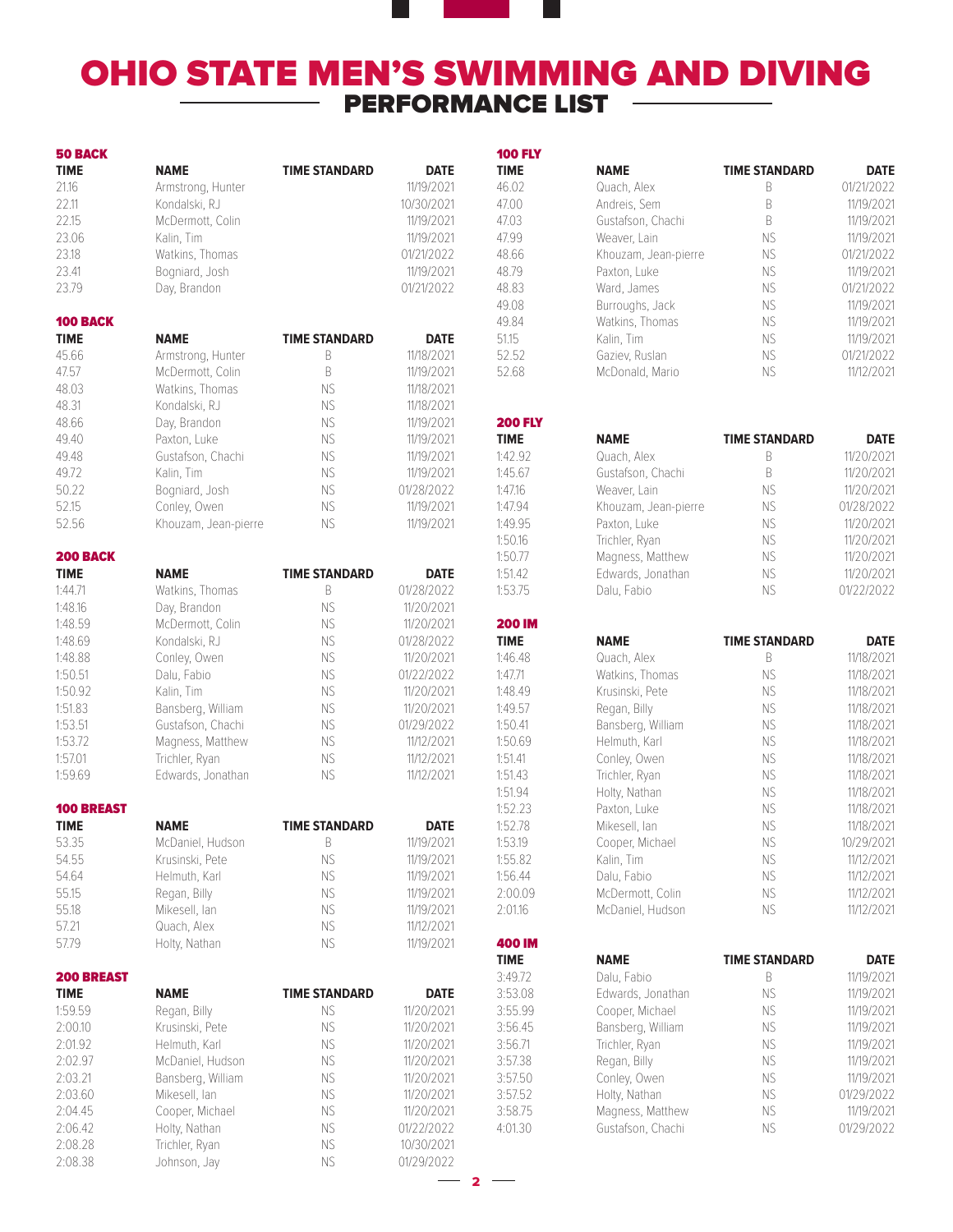# OHIO STATE MEN'S SWIMMING AND DIVING

## PERFORMANCE LIST

### 50 BACK

| TIME | NAME | TIME STANDARD | DATE |
|---|---|---|---|
| 21.16 | Armstrong, Hunter | | 11/19/2021 |
| 22.11 | Kondalski, RJ | | 10/30/2021 |
| 22.15 | McDermott, Colin | | 11/19/2021 |
| 23.06 | Kalin, Tim | | 11/19/2021 |
| 23.18 | Watkins, Thomas | | 01/21/2022 |
| 23.41 | Bogniard, Josh | | 11/19/2021 |
| 23.79 | Day, Brandon | | 01/21/2022 |

### 100 BACK

| TIME | NAME | TIME STANDARD | DATE |
|---|---|---|---|
| 45.66 | Armstrong, Hunter | B | 11/18/2021 |
| 47.57 | McDermott, Colin | B | 11/19/2021 |
| 48.03 | Watkins, Thomas | NS | 11/18/2021 |
| 48.31 | Kondalski, RJ | NS | 11/18/2021 |
| 48.66 | Day, Brandon | NS | 11/19/2021 |
| 49.40 | Paxton, Luke | NS | 11/19/2021 |
| 49.48 | Gustafson, Chachi | NS | 11/19/2021 |
| 49.72 | Kalin, Tim | NS | 11/19/2021 |
| 50.22 | Bogniard, Josh | NS | 01/28/2022 |
| 52.15 | Conley, Owen | NS | 11/19/2021 |
| 52.56 | Khouzam, Jean-pierre | NS | 11/19/2021 |

### 200 BACK

| TIME | NAME | TIME STANDARD | DATE |
|---|---|---|---|
| 1:44.71 | Watkins, Thomas | B | 01/28/2022 |
| 1:48.16 | Day, Brandon | NS | 11/20/2021 |
| 1:48.59 | McDermott, Colin | NS | 11/20/2021 |
| 1:48.69 | Kondalski, RJ | NS | 01/28/2022 |
| 1:48.88 | Conley, Owen | NS | 11/20/2021 |
| 1:50.51 | Dalu, Fabio | NS | 01/22/2022 |
| 1:50.92 | Kalin, Tim | NS | 11/20/2021 |
| 1:51.83 | Bansberg, William | NS | 11/20/2021 |
| 1:53.51 | Gustafson, Chachi | NS | 01/29/2022 |
| 1:53.72 | Magness, Matthew | NS | 11/12/2021 |
| 1:57.01 | Trichler, Ryan | NS | 11/12/2021 |
| 1:59.69 | Edwards, Jonathan | NS | 11/12/2021 |

### 100 BREAST

| TIME | NAME | TIME STANDARD | DATE |
|---|---|---|---|
| 53.35 | McDaniel, Hudson | B | 11/19/2021 |
| 54.55 | Krusinski, Pete | NS | 11/19/2021 |
| 54.64 | Helmuth, Karl | NS | 11/19/2021 |
| 55.15 | Regan, Billy | NS | 11/19/2021 |
| 55.18 | Mikesell, Ian | NS | 11/19/2021 |
| 57.21 | Quach, Alex | NS | 11/12/2021 |
| 57.79 | Holty, Nathan | NS | 11/19/2021 |

### 200 BREAST

| TIME | NAME | TIME STANDARD | DATE |
|---|---|---|---|
| 1:59.59 | Regan, Billy | NS | 11/20/2021 |
| 2:00.10 | Krusinski, Pete | NS | 11/20/2021 |
| 2:01.92 | Helmuth, Karl | NS | 11/20/2021 |
| 2:02.97 | McDaniel, Hudson | NS | 11/20/2021 |
| 2:03.21 | Bansberg, William | NS | 11/20/2021 |
| 2:03.60 | Mikesell, Ian | NS | 11/20/2021 |
| 2:04.45 | Cooper, Michael | NS | 11/20/2021 |
| 2:06.42 | Holty, Nathan | NS | 01/22/2022 |
| 2:08.28 | Trichler, Ryan | NS | 10/30/2021 |
| 2:08.38 | Johnson, Jay | NS | 01/29/2022 |

### 100 FLY

| TIME | NAME | TIME STANDARD | DATE |
|---|---|---|---|
| 46.02 | Quach, Alex | B | 01/21/2022 |
| 47.00 | Andreis, Sem | B | 11/19/2021 |
| 47.03 | Gustafson, Chachi | B | 11/19/2021 |
| 47.99 | Weaver, Lain | NS | 11/19/2021 |
| 48.66 | Khouzam, Jean-pierre | NS | 01/21/2022 |
| 48.79 | Paxton, Luke | NS | 11/19/2021 |
| 48.83 | Ward, James | NS | 01/21/2022 |
| 49.08 | Burroughs, Jack | NS | 11/19/2021 |
| 49.84 | Watkins, Thomas | NS | 11/19/2021 |
| 51.15 | Kalin, Tim | NS | 11/19/2021 |
| 52.52 | Gaziev, Ruslan | NS | 01/21/2022 |
| 52.68 | McDonald, Mario | NS | 11/12/2021 |

### 200 FLY

| TIME | NAME | TIME STANDARD | DATE |
|---|---|---|---|
| 1:42.92 | Quach, Alex | B | 11/20/2021 |
| 1:45.67 | Gustafson, Chachi | B | 11/20/2021 |
| 1:47.16 | Weaver, Lain | NS | 11/20/2021 |
| 1:47.94 | Khouzam, Jean-pierre | NS | 01/28/2022 |
| 1:49.95 | Paxton, Luke | NS | 11/20/2021 |
| 1:50.16 | Trichler, Ryan | NS | 11/20/2021 |
| 1:50.77 | Magness, Matthew | NS | 11/20/2021 |
| 1:51.42 | Edwards, Jonathan | NS | 11/20/2021 |
| 1:53.75 | Dalu, Fabio | NS | 01/22/2022 |

### 200 IM

| TIME | NAME | TIME STANDARD | DATE |
|---|---|---|---|
| 1:46.48 | Quach, Alex | B | 11/18/2021 |
| 1:47.71 | Watkins, Thomas | NS | 11/18/2021 |
| 1:48.49 | Krusinski, Pete | NS | 11/18/2021 |
| 1:49.57 | Regan, Billy | NS | 11/18/2021 |
| 1:50.41 | Bansberg, William | NS | 11/18/2021 |
| 1:50.69 | Helmuth, Karl | NS | 11/18/2021 |
| 1:51.41 | Conley, Owen | NS | 11/18/2021 |
| 1:51.43 | Trichler, Ryan | NS | 11/18/2021 |
| 1:51.94 | Holty, Nathan | NS | 11/18/2021 |
| 1:52.23 | Paxton, Luke | NS | 11/18/2021 |
| 1:52.78 | Mikesell, Ian | NS | 11/18/2021 |
| 1:53.19 | Cooper, Michael | NS | 10/29/2021 |
| 1:55.82 | Kalin, Tim | NS | 11/12/2021 |
| 1:56.44 | Dalu, Fabio | NS | 11/12/2021 |
| 2:00.09 | McDermott, Colin | NS | 11/12/2021 |
| 2:01.16 | McDaniel, Hudson | NS | 11/12/2021 |

### 400 IM

| TIME | NAME | TIME STANDARD | DATE |
|---|---|---|---|
| 3:49.72 | Dalu, Fabio | B | 11/19/2021 |
| 3:53.08 | Edwards, Jonathan | NS | 11/19/2021 |
| 3:55.99 | Cooper, Michael | NS | 11/19/2021 |
| 3:56.45 | Bansberg, William | NS | 11/19/2021 |
| 3:56.71 | Trichler, Ryan | NS | 11/19/2021 |
| 3:57.38 | Regan, Billy | NS | 11/19/2021 |
| 3:57.50 | Conley, Owen | NS | 11/19/2021 |
| 3:57.52 | Holty, Nathan | NS | 01/29/2022 |
| 3:58.75 | Magness, Matthew | NS | 11/19/2021 |
| 4:01.30 | Gustafson, Chachi | NS | 01/29/2022 |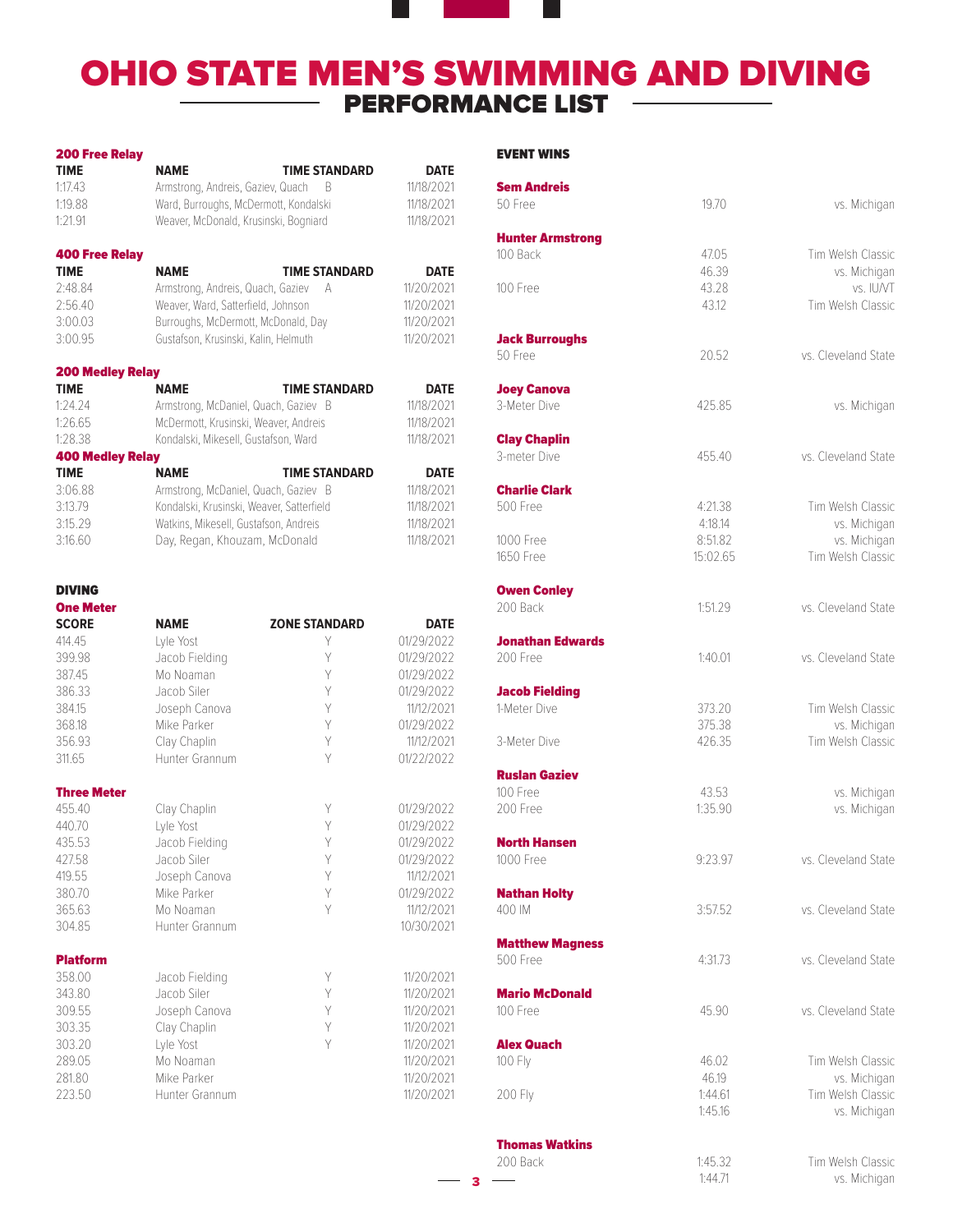# OHIO STATE MEN'S SWIMMING AND DIVING
## PERFORMANCE LIST

### 200 Free Relay

| TIME | NAME | TIME STANDARD | DATE |
|---|---|---|---|
| 1:17.43 | Armstrong, Andreis, Gaziev, Quach | B | 11/18/2021 |
| 1:19.88 | Ward, Burroughs, McDermott, Kondalski | | 11/18/2021 |
| 1:21.91 | Weaver, McDonald, Krusinski, Bogniard | | 11/18/2021 |

### 400 Free Relay

| TIME | NAME | TIME STANDARD | DATE |
|---|---|---|---|
| 2:48.84 | Armstrong, Andreis, Quach, Gaziev | A | 11/20/2021 |
| 2:56.40 | Weaver, Ward, Satterfield, Johnson | | 11/20/2021 |
| 3:00.03 | Burroughs, McDermott, McDonald, Day | | 11/20/2021 |
| 3:00.95 | Gustafson, Krusinski, Kalin, Helmuth | | 11/20/2021 |

### 200 Medley Relay

| TIME | NAME | TIME STANDARD | DATE |
|---|---|---|---|
| 1:24.24 | Armstrong, McDaniel, Quach, Gaziev | B | 11/18/2021 |
| 1:26.65 | McDermott, Krusinski, Weaver, Andreis | | 11/18/2021 |
| 1:28.38 | Kondalski, Mikesell, Gustafson, Ward | | 11/18/2021 |

### 400 Medley Relay

| TIME | NAME | TIME STANDARD | DATE |
|---|---|---|---|
| 3:06.88 | Armstrong, McDaniel, Quach, Gaziev | B | 11/18/2021 |
| 3:13.79 | Kondalski, Krusinski, Weaver, Satterfield | | 11/18/2021 |
| 3:15.29 | Watkins, Mikesell, Gustafson, Andreis | | 11/18/2021 |
| 3:16.60 | Day, Regan, Khouzam, McDonald | | 11/18/2021 |

### DIVING

#### One Meter

| SCORE | NAME | ZONE STANDARD | DATE |
|---|---|---|---|
| 414.45 | Lyle Yost | Y | 01/29/2022 |
| 399.98 | Jacob Fielding | Y | 01/29/2022 |
| 387.45 | Mo Noaman | Y | 01/29/2022 |
| 386.33 | Jacob Siler | Y | 01/29/2022 |
| 384.15 | Joseph Canova | Y | 11/12/2021 |
| 368.18 | Mike Parker | Y | 01/29/2022 |
| 356.93 | Clay Chaplin | Y | 11/12/2021 |
| 311.65 | Hunter Grannum | Y | 01/22/2022 |

#### Three Meter

| SCORE | NAME | ZONE STANDARD | DATE |
|---|---|---|---|
| 455.40 | Clay Chaplin | Y | 01/29/2022 |
| 440.70 | Lyle Yost | Y | 01/29/2022 |
| 435.53 | Jacob Fielding | Y | 01/29/2022 |
| 427.58 | Jacob Siler | Y | 01/29/2022 |
| 419.55 | Joseph Canova | Y | 11/12/2021 |
| 380.70 | Mike Parker | Y | 01/29/2022 |
| 365.63 | Mo Noaman | Y | 11/12/2021 |
| 304.85 | Hunter Grannum | | 10/30/2021 |

#### Platform

| SCORE | NAME | ZONE STANDARD | DATE |
|---|---|---|---|
| 358.00 | Jacob Fielding | Y | 11/20/2021 |
| 343.80 | Jacob Siler | Y | 11/20/2021 |
| 309.55 | Joseph Canova | Y | 11/20/2021 |
| 303.35 | Clay Chaplin | Y | 11/20/2021 |
| 303.20 | Lyle Yost | Y | 11/20/2021 |
| 289.05 | Mo Noaman | | 11/20/2021 |
| 281.80 | Mike Parker | | 11/20/2021 |
| 223.50 | Hunter Grannum | | 11/20/2021 |

### EVENT WINS

| Name / Event | Time/Score | Meet |
|---|---|---|
| **Sem Andreis** | | |
| 50 Free | 19.70 | vs. Michigan |
| **Hunter Armstrong** | | |
| 100 Back | 47.05 | Tim Welsh Classic |
| | 46.39 | vs. Michigan |
| 100 Free | 43.28 | vs. IU/VT |
| | 43.12 | Tim Welsh Classic |
| **Jack Burroughs** | | |
| 50 Free | 20.52 | vs. Cleveland State |
| **Joey Canova** | | |
| 3-Meter Dive | 425.85 | vs. Michigan |
| **Clay Chaplin** | | |
| 3-meter Dive | 455.40 | vs. Cleveland State |
| **Charlie Clark** | | |
| 500 Free | 4:21.38 | Tim Welsh Classic |
| | 4:18.14 | vs. Michigan |
| 1000 Free | 8:51.82 | vs. Michigan |
| 1650 Free | 15:02.65 | Tim Welsh Classic |
| **Owen Conley** | | |
| 200 Back | 1:51.29 | vs. Cleveland State |
| **Jonathan Edwards** | | |
| 200 Free | 1:40.01 | vs. Cleveland State |
| **Jacob Fielding** | | |
| 1-Meter Dive | 373.20 | Tim Welsh Classic |
| | 375.38 | vs. Michigan |
| 3-Meter Dive | 426.35 | Tim Welsh Classic |
| **Ruslan Gaziev** | | |
| 100 Free | 43.53 | vs. Michigan |
| 200 Free | 1:35.90 | vs. Michigan |
| **North Hansen** | | |
| 1000 Free | 9:23.97 | vs. Cleveland State |
| **Nathan Holty** | | |
| 400 IM | 3:57.52 | vs. Cleveland State |
| **Matthew Magness** | | |
| 500 Free | 4:31.73 | vs. Cleveland State |
| **Mario McDonald** | | |
| 100 Free | 45.90 | vs. Cleveland State |
| **Alex Quach** | | |
| 100 Fly | 46.02 | Tim Welsh Classic |
| | 46.19 | vs. Michigan |
| 200 Fly | 1:44.61 | Tim Welsh Classic |
| | 1:45.16 | vs. Michigan |
| **Thomas Watkins** | | |
| 200 Back | 1:45.32 | Tim Welsh Classic |
| | 1:44.71 | vs. Michigan |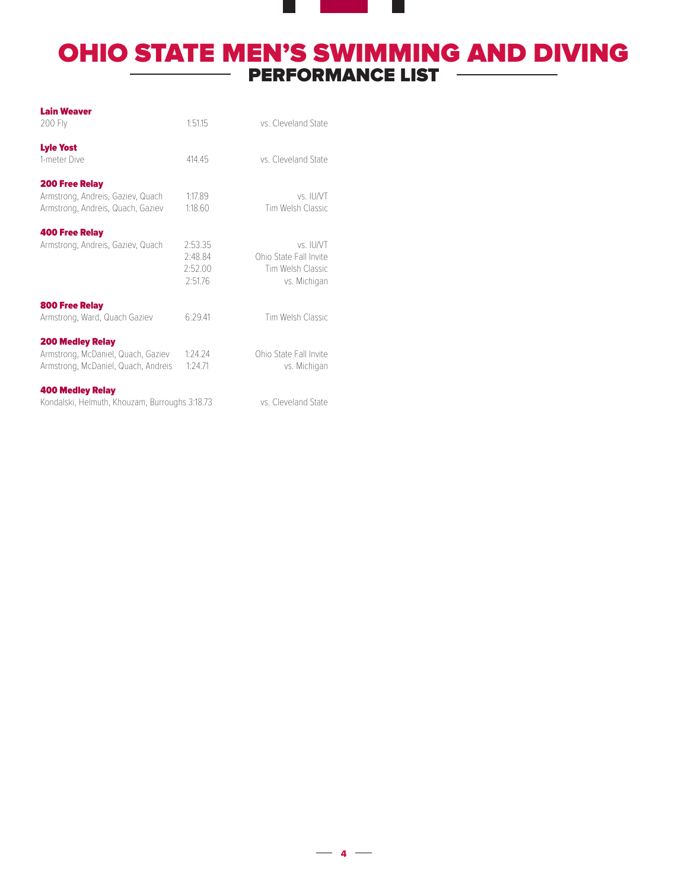# OHIO STATE MEN'S SWIMMING AND DIVING

## PERFORMANCE LIST

| | | |
|---|---|---|
| **Lain Weaver** | | |
| 200 Fly | 1:51.15 | vs. Cleveland State |
| **Lyle Yost** | | |
| 1-meter Dive | 414.45 | vs. Cleveland State |
| **200 Free Relay** | | |
| Armstrong, Andreis, Gaziev, Quach | 1:17.89 | vs. IU/VT |
| Armstrong, Andreis, Quach, Gaziev | 1:18.60 | Tim Welsh Classic |
| **400 Free Relay** | | |
| Armstrong, Andreis, Gaziev, Quach | 2:53.35 | vs. IU/VT |
| | 2:48.84 | Ohio State Fall Invite |
| | 2:52.00 | Tim Welsh Classic |
| | 2:51.76 | vs. Michigan |
| **800 Free Relay** | | |
| Armstrong, Ward, Quach Gaziev | 6:29.41 | Tim Welsh Classic |
| **200 Medley Relay** | | |
| Armstrong, McDaniel, Quach, Gaziev | 1:24.24 | Ohio State Fall Invite |
| Armstrong, McDaniel, Quach, Andreis | 1:24.71 | vs. Michigan |
| **400 Medley Relay** | | |
| Kondalski, Helmuth, Khouzam, Burroughs | 3:18.73 | vs. Cleveland State |